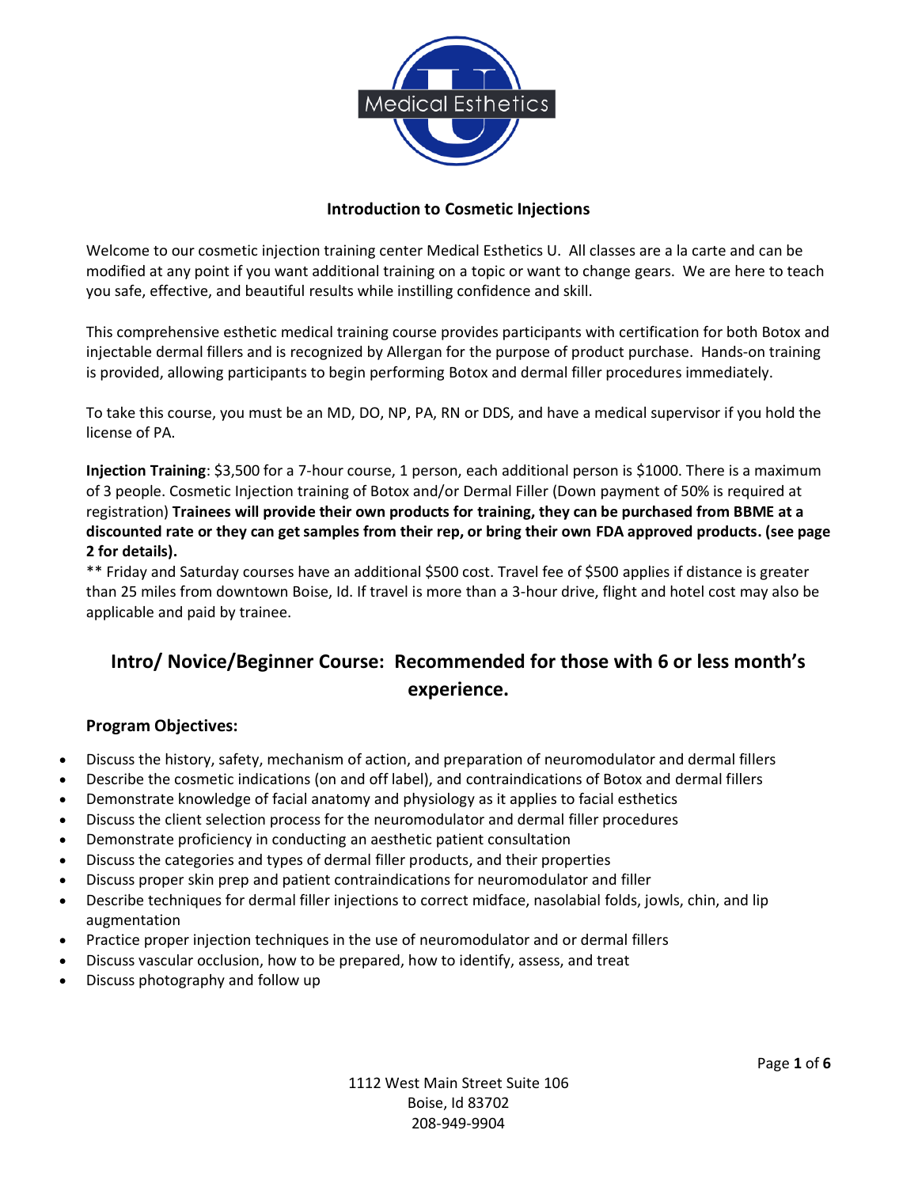# Introduction to Cosmetic Injections

Welcome to our cosmetic injection training center Medical Esthetics U. All classes are a la carte and can be modified at any point if you want additional training on a topic or want to change gears. We are here to teach you safe, effective, and beautiful results while instilling confidence and skill.

This comprehensive esthetic medical training course provides participants with certification for both Botox and injectable dermal fillers and is recognized by Allergan for the purpose of product purchase. Hands-on training is provided, allowing participants to begin performing Botox and dermal filler procedures immediately.

To take this course, you must be an MD, DO, NP, PA, RN or DDS, and have a medical supervisor if you hold the license of PA.

**Injection Training**: $3,500 for a 7-hour course, 1 person, each additional person is $1000. There is a maximum of 3 people. Cosmetic Injection training of Botox and/or Dermal Filler (Down payment of 50% is required at registration) **Trainees will provide their own products for training, they can be purchased from BBME at a discounted rate or they can get samples from their rep, or bring their own FDA approved products. (see page 2 for details).**

** Friday and Saturday courses have an additional $500 cost. Travel fee of $500 applies if distance is greater than 25 miles from downtown Boise, Id. If travel is more than a 3-hour drive, flight and hotel cost may also be applicable and paid by trainee.

## Intro/ Novice/Beginner Course: Recommended for those with 6 or less month's experience.

### Program Objectives:

- Discuss the history, safety, mechanism of action, and preparation of neuromodulator and dermal fillers
- Describe the cosmetic indications (on and off label), and contraindications of Botox and dermal fillers
- Demonstrate knowledge of facial anatomy and physiology as it applies to facial esthetics
- Discuss the client selection process for the neuromodulator and dermal filler procedures
- Demonstrate proficiency in conducting an aesthetic patient consultation
- Discuss the categories and types of dermal filler products, and their properties
- Discuss proper skin prep and patient contraindications for neuromodulator and filler
- Describe techniques for dermal filler injections to correct midface, nasolabial folds, jowls, chin, and lip augmentation
- Practice proper injection techniques in the use of neuromodulator and or dermal fillers
- Discuss vascular occlusion, how to be prepared, how to identify, assess, and treat
- Discuss photography and follow up

1112 West Main Street Suite 106
Boise, Id 83702
208-949-9904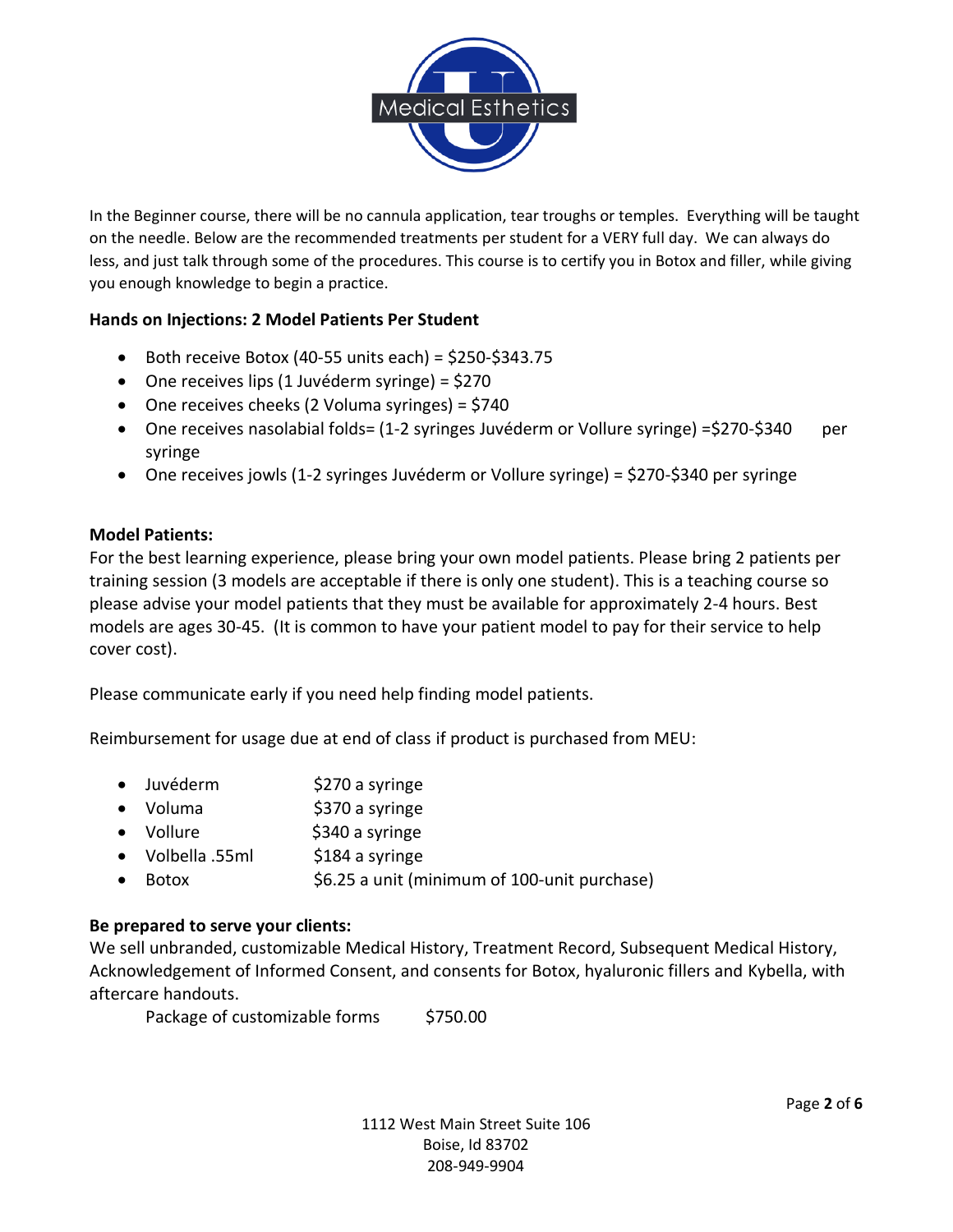In the Beginner course, there will be no cannula application, tear troughs or temples. Everything will be taught on the needle. Below are the recommended treatments per student for a VERY full day. We can always do less, and just talk through some of the procedures. This course is to certify you in Botox and filler, while giving you enough knowledge to begin a practice.

**Hands on Injections: 2 Model Patients Per Student**

- Both receive Botox (40-55 units each) = $250-$343.75
- One receives lips (1 Juvéderm syringe) = $270
- One receives cheeks (2 Voluma syringes) = $740
- One receives nasolabial folds= (1-2 syringes Juvéderm or Vollure syringe) =$270-$340 per syringe
- One receives jowls (1-2 syringes Juvéderm or Vollure syringe) = $270-$340 per syringe

**Model Patients:**

For the best learning experience, please bring your own model patients. Please bring 2 patients per training session (3 models are acceptable if there is only one student). This is a teaching course so please advise your model patients that they must be available for approximately 2-4 hours. Best models are ages 30-45. (It is common to have your patient model to pay for their service to help cover cost).

Please communicate early if you need help finding model patients.

Reimbursement for usage due at end of class if product is purchased from MEU:

- Juvéderm $270 a syringe
- Voluma $370 a syringe
- Vollure $340 a syringe
- Volbella .55ml $184 a syringe
- Botox $6.25 a unit (minimum of 100-unit purchase)

**Be prepared to serve your clients:**

We sell unbranded, customizable Medical History, Treatment Record, Subsequent Medical History, Acknowledgement of Informed Consent, and consents for Botox, hyaluronic fillers and Kybella, with aftercare handouts.

Package of customizable forms $750.00

1112 West Main Street Suite 106
Boise, Id 83702
208-949-9904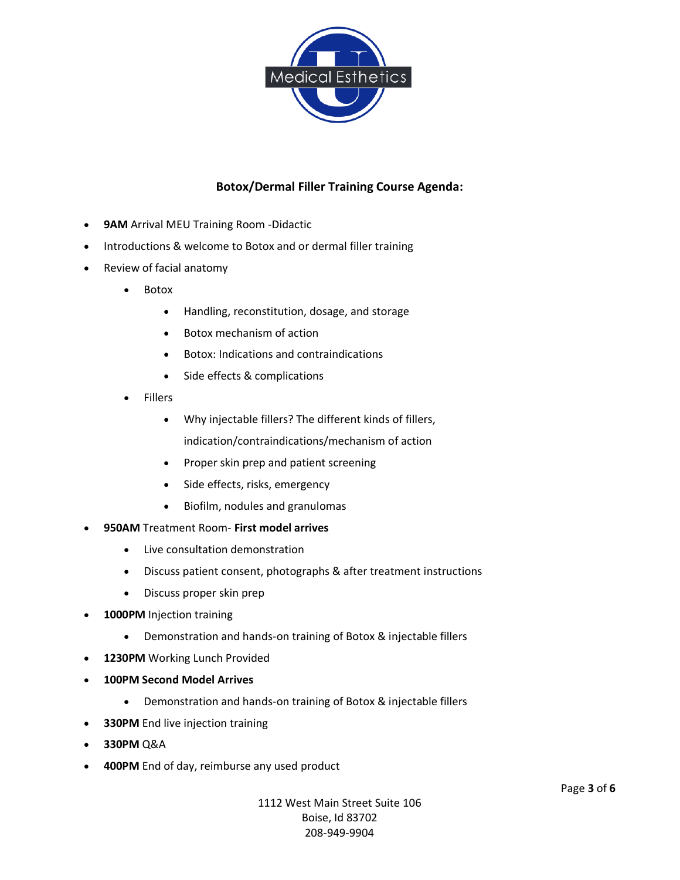## Botox/Dermal Filler Training Course Agenda:

- **9AM** Arrival MEU Training Room -Didactic
- Introductions & welcome to Botox and or dermal filler training
- Review of facial anatomy
  - Botox
    - Handling, reconstitution, dosage, and storage
    - Botox mechanism of action
    - Botox: Indications and contraindications
    - Side effects & complications
  - Fillers
    - Why injectable fillers? The different kinds of fillers, indication/contraindications/mechanism of action
    - Proper skin prep and patient screening
    - Side effects, risks, emergency
    - Biofilm, nodules and granulomas
- **950AM** Treatment Room- **First model arrives**
  - Live consultation demonstration
  - Discuss patient consent, photographs & after treatment instructions
  - Discuss proper skin prep
- **1000PM** Injection training
  - Demonstration and hands-on training of Botox & injectable fillers
- **1230PM** Working Lunch Provided
- **100PM Second Model Arrives**
  - Demonstration and hands-on training of Botox & injectable fillers
- **330PM** End live injection training
- **330PM** Q&A
- **400PM** End of day, reimburse any used product

1112 West Main Street Suite 106
Boise, Id 83702
208-949-9904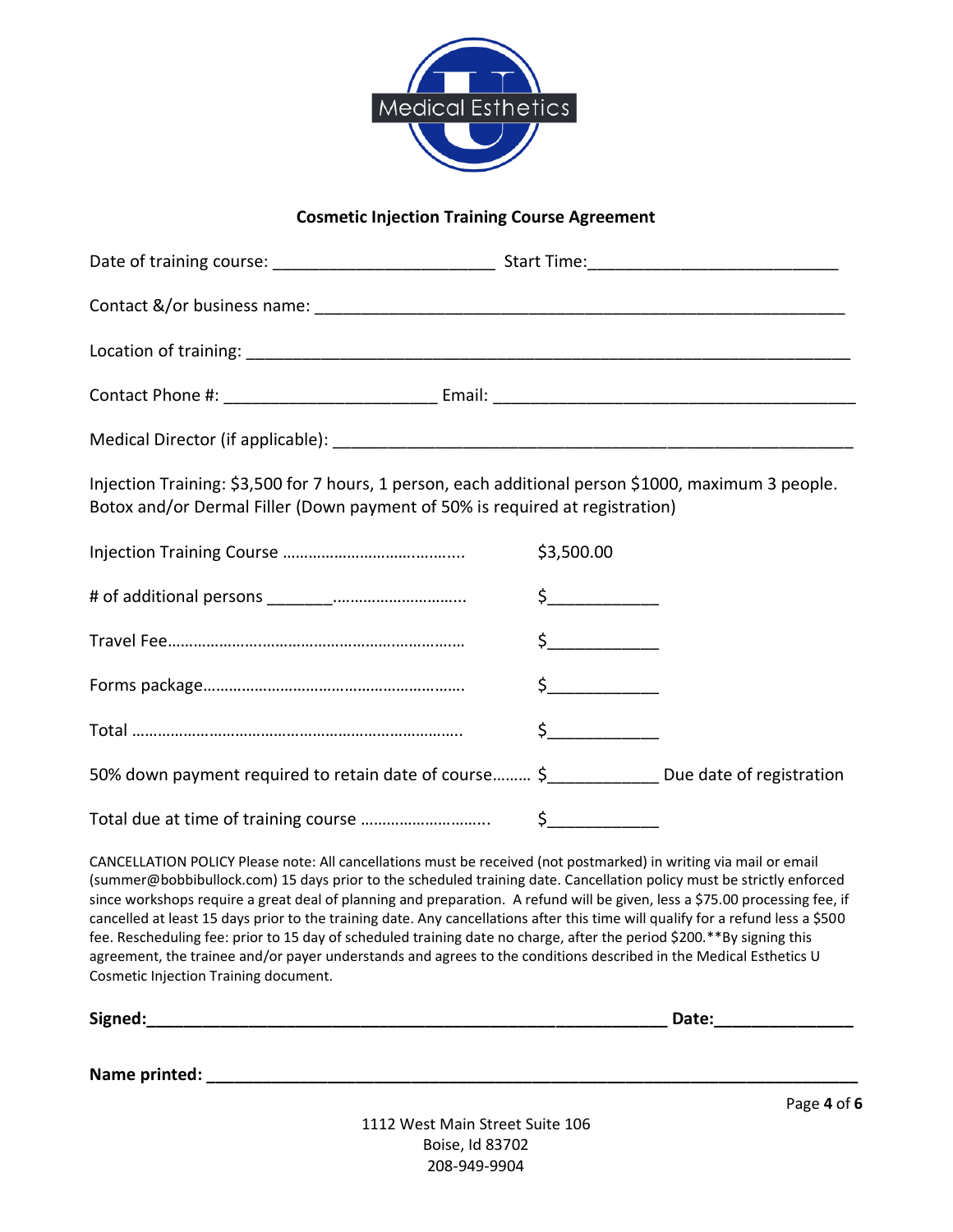Medical Esthetics

**Cosmetic Injection Training Course Agreement**

Date of training course: ________________________ Start Time:___________________________

Contact &/or business name: __________________________________________________________

Location of training: _________________________________________________________________

Contact Phone #: _______________________ Email: _______________________________________

Medical Director (if applicable): _______________________________________________________

Injection Training: $3,500 for 7 hours, 1 person, each additional person $1000, maximum 3 people. Botox and/or Dermal Filler (Down payment of 50% is required at registration)

Injection Training Course ………………………………….... $3,500.00

# of additional persons _______……………………….... $___________

Travel Fee…………………..……………………………………… $___________

Forms package……………………………………………………. $___________

Total ………………………………………………………………….. $___________

50% down payment required to retain date of course……… $___________ Due date of registration

Total due at time of training course ……………………….. $___________

CANCELLATION POLICY Please note: All cancellations must be received (not postmarked) in writing via mail or email (summer@bobbibullock.com) 15 days prior to the scheduled training date. Cancellation policy must be strictly enforced since workshops require a great deal of planning and preparation. A refund will be given, less a $75.00 processing fee, if cancelled at least 15 days prior to the training date. Any cancellations after this time will qualify for a refund less a $500 fee. Rescheduling fee: prior to 15 day of scheduled training date no charge, after the period $200.**By signing this agreement, the trainee and/or payer understands and agrees to the conditions described in the Medical Esthetics U Cosmetic Injection Training document.

**Signed:_______________________________________________________ Date:______________**

**Name printed: _________________________________________________________________**

1112 West Main Street Suite 106
Boise, Id 83702
208-949-9904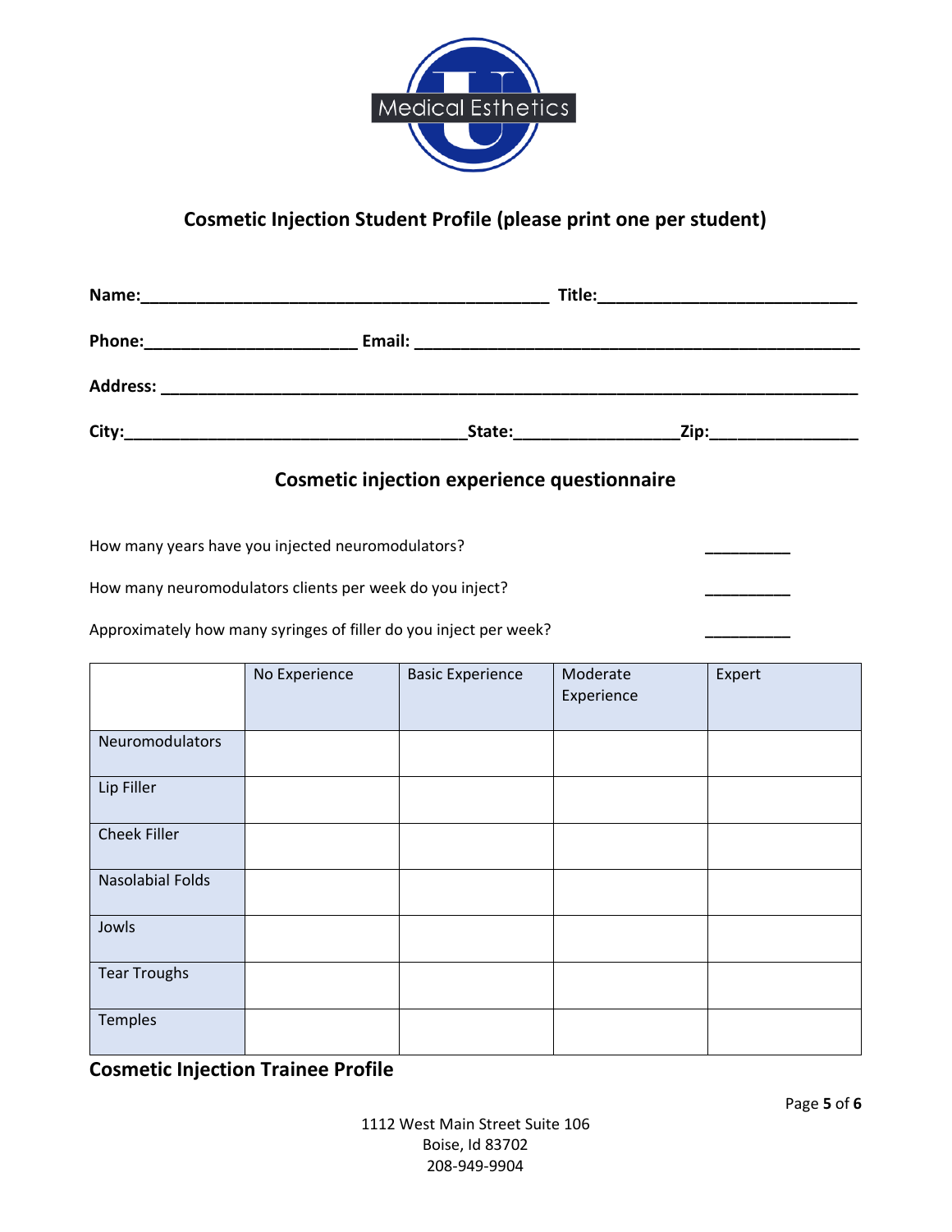Medical Esthetics

## Cosmetic Injection Student Profile (please print one per student)

**Name:**_____________________________________________ **Title:**____________________________

**Phone:**_______________________ **Email:** _________________________________________________

**Address:** __________________________________________________________________________

**City:**_____________________________________**State:**_________________**Zip:**________________

## Cosmetic injection experience questionnaire

How many years have you injected neuromodulators? __________

How many neuromodulators clients per week do you inject? __________

Approximately how many syringes of filler do you inject per week? __________

| | No Experience | Basic Experience | Moderate Experience | Expert |
|---|---|---|---|---|
| Neuromodulators | | | | |
| Lip Filler | | | | |
| Cheek Filler | | | | |
| Nasolabial Folds | | | | |
| Jowls | | | | |
| Tear Troughs | | | | |
| Temples | | | | |

**Cosmetic Injection Trainee Profile**

1112 West Main Street Suite 106
Boise, Id 83702
208-949-9904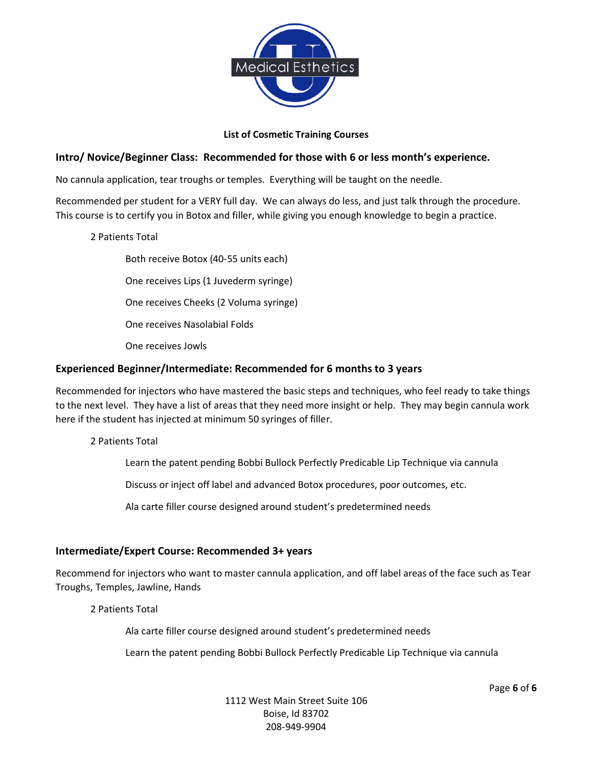Medical Esthetics

**List of Cosmetic Training Courses**

## Intro/ Novice/Beginner Class: Recommended for those with 6 or less month's experience.

No cannula application, tear troughs or temples. Everything will be taught on the needle.

Recommended per student for a VERY full day. We can always do less, and just talk through the procedure. This course is to certify you in Botox and filler, while giving you enough knowledge to begin a practice.

- 2 Patients Total
  - Both receive Botox (40-55 units each)
  - One receives Lips (1 Juvederm syringe)
  - One receives Cheeks (2 Voluma syringe)
  - One receives Nasolabial Folds
  - One receives Jowls

## Experienced Beginner/Intermediate: Recommended for 6 months to 3 years

Recommended for injectors who have mastered the basic steps and techniques, who feel ready to take things to the next level. They have a list of areas that they need more insight or help. They may begin cannula work here if the student has injected at minimum 50 syringes of filler.

- 2 Patients Total
  - Learn the patent pending Bobbi Bullock Perfectly Predicable Lip Technique via cannula
  - Discuss or inject off label and advanced Botox procedures, poor outcomes, etc.
  - Ala carte filler course designed around student's predetermined needs

## Intermediate/Expert Course: Recommended 3+ years

Recommend for injectors who want to master cannula application, and off label areas of the face such as Tear Troughs, Temples, Jawline, Hands

- 2 Patients Total
  - Ala carte filler course designed around student's predetermined needs
  - Learn the patent pending Bobbi Bullock Perfectly Predicable Lip Technique via cannula

1112 West Main Street Suite 106
Boise, Id 83702
208-949-9904